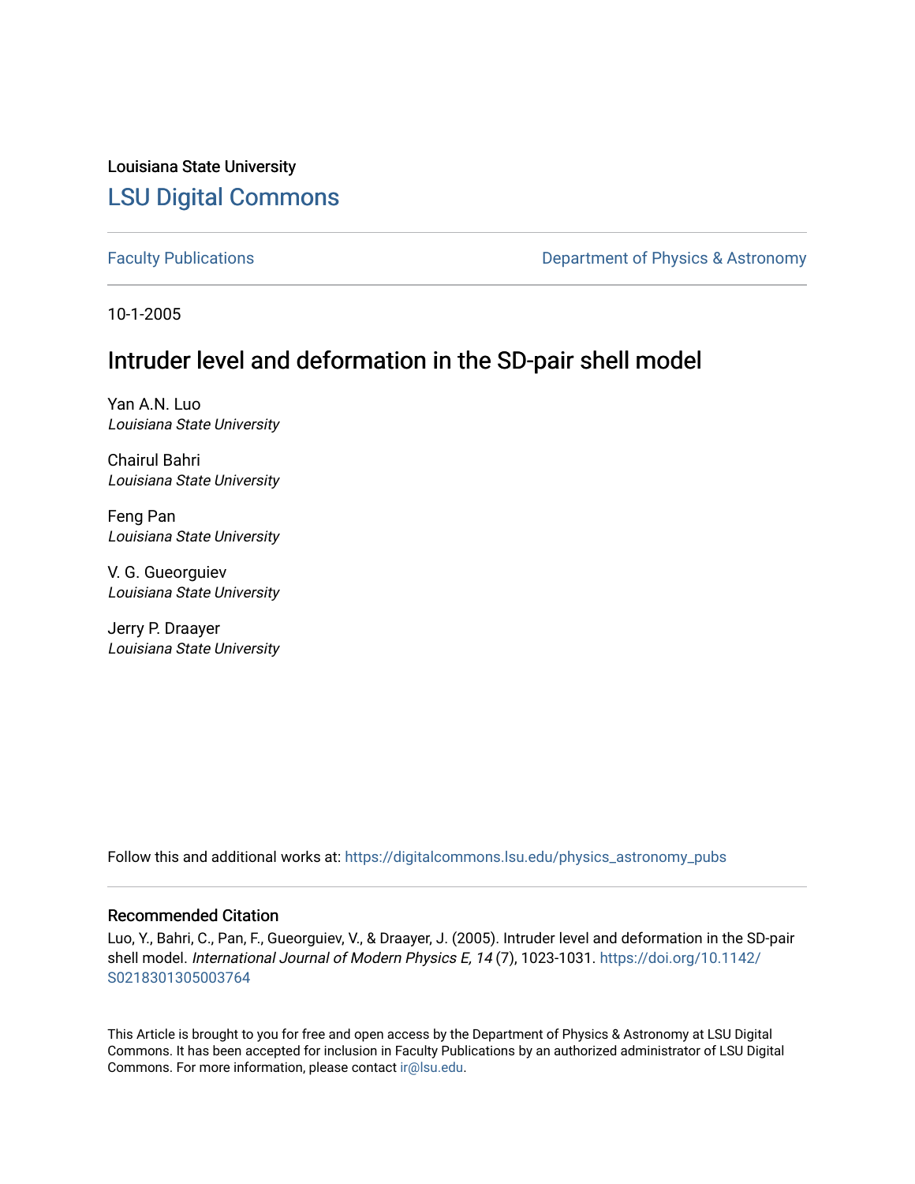Louisiana State University

## LSU Digital Commons

Faculty Publications | Department of Physics & Astronomy

10-1-2005

# Intruder level and deformation in the SD-pair shell model

Yan A.N. Luo
*Louisiana State University*

Chairul Bahri
*Louisiana State University*

Feng Pan
*Louisiana State University*

V. G. Gueorguiev
*Louisiana State University*

Jerry P. Draayer
*Louisiana State University*

Follow this and additional works at: https://digitalcommons.lsu.edu/physics_astronomy_pubs

### Recommended Citation

Luo, Y., Bahri, C., Pan, F., Gueorguiev, V., & Draayer, J. (2005). Intruder level and deformation in the SD-pair shell model. *International Journal of Modern Physics E, 14* (7), 1023-1031. https://doi.org/10.1142/S0218301305003764

This Article is brought to you for free and open access by the Department of Physics & Astronomy at LSU Digital Commons. It has been accepted for inclusion in Faculty Publications by an authorized administrator of LSU Digital Commons. For more information, please contact ir@lsu.edu.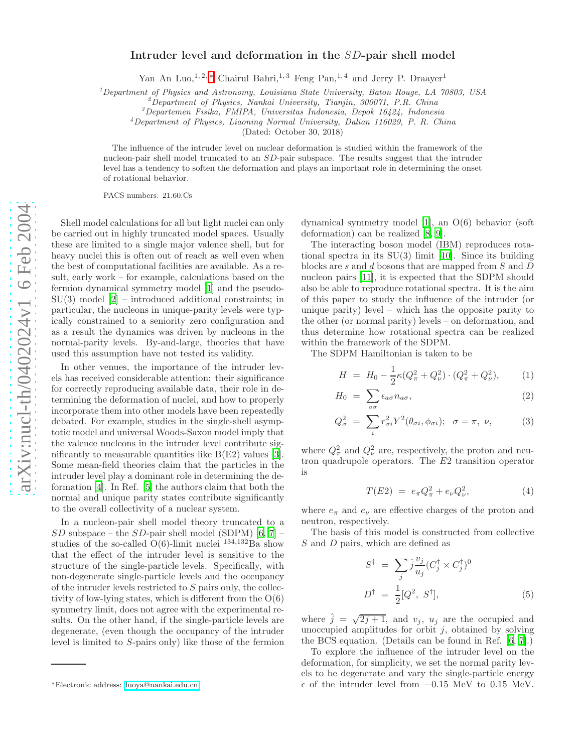# Intruder level and deformation in the $SD$-pair shell model

Yan An Luo,[1,2,*] Chairul Bahri,[1,3] Feng Pan,[1,4] and Jerry P. Draayer[1]

[1]Department of Physics and Astronomy, Louisiana State University, Baton Rouge, LA 70803, USA
[2]Department of Physics, Nankai University, Tianjin, 300071, P.R. China
[3]Departemen Fisika, FMIPA, Universitas Indonesia, Depok 16424, Indonesia
[4]Department of Physics, Liaoning Normal University, Dalian 116029, P. R. China

(Dated: October 30, 2018)

The influence of the intruder level on nuclear deformation is studied within the framework of the nucleon-pair shell model truncated to an $SD$-pair subspace. The results suggest that the intruder level has a tendency to soften the deformation and plays an important role in determining the onset of rotational behavior.

PACS numbers: 21.60.Cs

Shell model calculations for all but light nuclei can only be carried out in highly truncated model spaces. Usually these are limited to a single major valence shell, but for heavy nuclei this is often out of reach as well even when the best of computational facilities are available. As a result, early work – for example, calculations based on the fermion dynamical symmetry model [1] and the pseudo-SU(3) model [2] – introduced additional constraints; in particular, the nucleons in unique-parity levels were typically constrained to a seniority zero configuration and as a result the dynamics was driven by nucleons in the normal-parity levels. By-and-large, theories that have used this assumption have not tested its validity.

In other venues, the importance of the intruder levels has received considerable attention: their significance for correctly reproducing available data, their role in determining the deformation of nuclei, and how to properly incorporate them into other models have been repeatedly debated. For example, studies in the single-shell asymptotic model and universal Woods-Saxon model imply that the valence nucleons in the intruder level contribute significantly to measurable quantities like B(E2) values [3]. Some mean-field theories claim that the particles in the intruder level play a dominant role in determining the deformation [4]. In Ref. [5] the authors claim that both the normal and unique parity states contribute significantly to the overall collectivity of a nuclear system.

In a nucleon-pair shell model theory truncated to a $SD$ subspace – the $SD$-pair shell model (SDPM) [6, 7] – studies of the so-called O(6)-limit nuclei $^{134,132}$Ba show that the effect of the intruder level is sensitive to the structure of the single-particle levels. Specifically, with non-degenerate single-particle levels and the occupancy of the intruder levels restricted to $S$ pairs only, the collectivity of low-lying states, which is different from the O(6) symmetry limit, does not agree with the experimental results. On the other hand, if the single-particle levels are degenerate, (even though the occupancy of the intruder level is limited to $S$-pairs only) like those of the fermion dynamical symmetry model [1], an O(6) behavior (soft deformation) can be realized [8, 9].

The interacting boson model (IBM) reproduces rotational spectra in its SU(3) limit [10]. Since its building blocks are $s$ and $d$ bosons that are mapped from $S$ and $D$ nucleon pairs [11], it is expected that the SDPM should also be able to reproduce rotational spectra. It is the aim of this paper to study the influence of the intruder (or unique parity) level – which has the opposite parity to the other (or normal parity) levels – on deformation, and thus determine how rotational spectra can be realized within the framework of the SDPM.

The SDPM Hamiltonian is taken to be

$$H = H_0 - \frac{1}{2}\kappa(Q_\pi^2 + Q_\nu^2)\cdot(Q_\pi^2 + Q_\nu^2), \qquad (1)$$

$$H_0 = \sum_{a\sigma} \epsilon_{a\sigma} n_{a\sigma}, \qquad (2)$$

$$Q_\sigma^2 = \sum_i r_{\sigma i}^2 Y^2(\theta_{\sigma i}, \phi_{\sigma i}); \quad \sigma = \pi,\ \nu, \qquad (3)$$

where $Q_\pi^2$ and $Q_\nu^2$ are, respectively, the proton and neutron quadrupole operators. The $E2$ transition operator is

$$T(E2) = e_\pi Q_\pi^2 + e_\nu Q_\nu^2, \qquad (4)$$

where $e_\pi$ and $e_\nu$ are effective charges of the proton and neutron, respectively.

The basis of this model is constructed from collective $S$ and $D$ pairs, which are defined as

$$S^\dagger = \sum_j \hat{j}\frac{v_j}{u_j}(C_j^\dagger \times C_j^\dagger)^0$$
$$D^\dagger = \frac{1}{2}[Q^2,\ S^\dagger], \qquad (5)$$

where $\hat{j} = \sqrt{2j+1}$, and $v_j$, $u_j$ are the occupied and unoccupied amplitudes for orbit $j$, obtained by solving the BCS equation. (Details can be found in Ref. [6, 7].)

To explore the influence of the intruder level on the deformation, for simplicity, we set the normal parity levels to be degenerate and vary the single-particle energy $\epsilon$ of the intruder level from $-0.15$ MeV to 0.15 MeV.

*Electronic address: luoya@nankai.edu.cn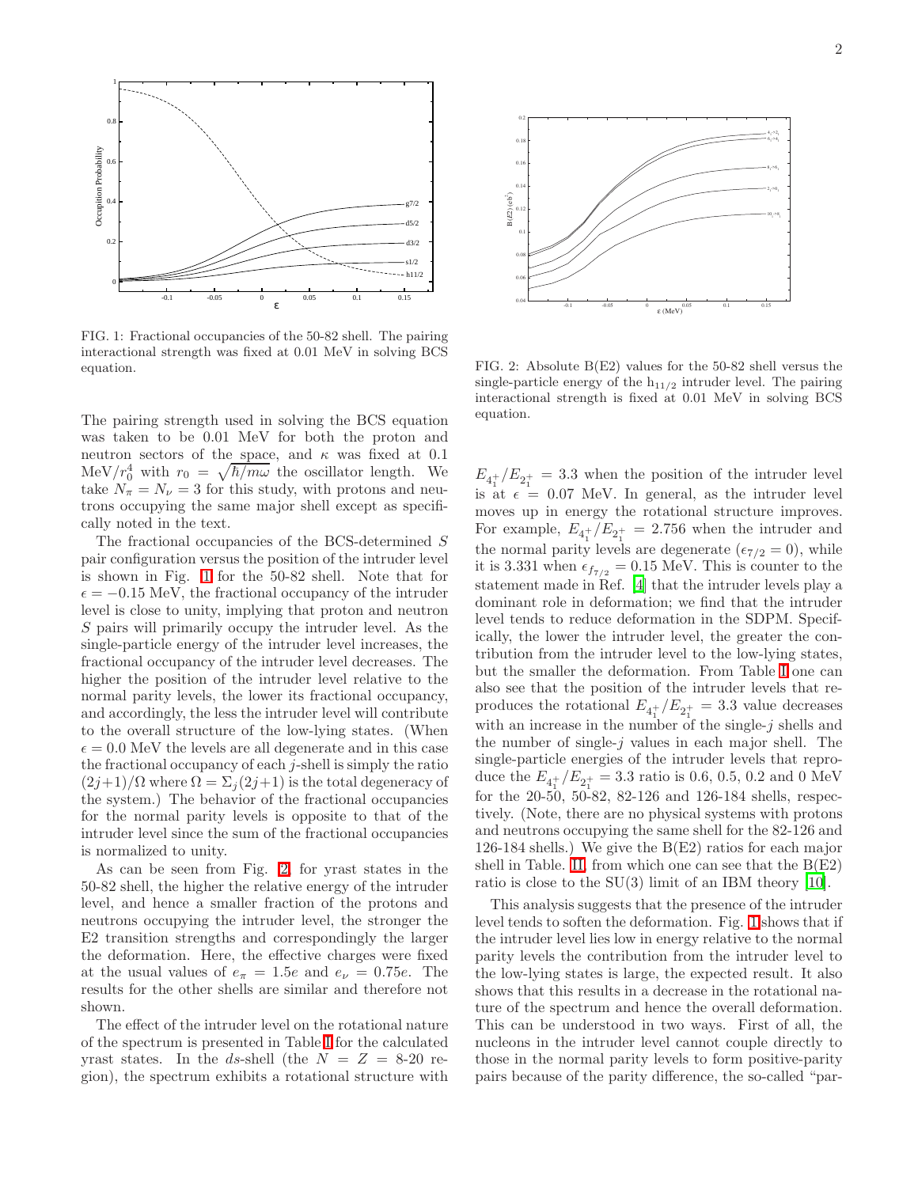FIG. 1: Fractional occupancies of the 50-82 shell. The pairing interactional strength was fixed at 0.01 MeV in solving BCS equation.

FIG. 2: Absolute B(E2) values for the 50-82 shell versus the single-particle energy of the $h_{11/2}$ intruder level. The pairing interactional strength is fixed at 0.01 MeV in solving BCS equation.

The pairing strength used in solving the BCS equation was taken to be 0.01 MeV for both the proton and neutron sectors of the space, and $\kappa$ was fixed at 0.1 MeV$/r_0^4$ with $r_0 = \sqrt{\hbar/m\omega}$ the oscillator length. We take $N_\pi = N_\nu = 3$ for this study, with protons and neutrons occupying the same major shell except as specifically noted in the text.

The fractional occupancies of the BCS-determined $S$ pair configuration versus the position of the intruder level is shown in Fig. 1 for the 50-82 shell. Note that for $\epsilon = -0.15$ MeV, the fractional occupancy of the intruder level is close to unity, implying that proton and neutron $S$ pairs will primarily occupy the intruder level. As the single-particle energy of the intruder level increases, the fractional occupancy of the intruder level decreases. The higher the position of the intruder level relative to the normal parity levels, the lower its fractional occupancy, and accordingly, the less the intruder level will contribute to the overall structure of the low-lying states. (When $\epsilon = 0.0$ MeV the levels are all degenerate and in this case the fractional occupancy of each $j$-shell is simply the ratio $(2j+1)/\Omega$ where $\Omega = \Sigma_j(2j+1)$ is the total degeneracy of the system.) The behavior of the fractional occupancies for the normal parity levels is opposite to that of the intruder level since the sum of the fractional occupancies is normalized to unity.

As can be seen from Fig. 2, for yrast states in the 50-82 shell, the higher the relative energy of the intruder level, and hence a smaller fraction of the protons and neutrons occupying the intruder level, the stronger the E2 transition strengths and correspondingly the larger the deformation. Here, the effective charges were fixed at the usual values of $e_\pi = 1.5e$ and $e_\nu = 0.75e$. The results for the other shells are similar and therefore not shown.

The effect of the intruder level on the rotational nature of the spectrum is presented in Table I for the calculated yrast states. In the $ds$-shell (the $N = Z =$ 8-20 region), the spectrum exhibits a rotational structure with $E_{4_1^+}/E_{2_1^+} = 3.3$ when the position of the intruder level is at $\epsilon = 0.07$ MeV. In general, as the intruder level moves up in energy the rotational structure improves. For example, $E_{4_1^+}/E_{2_1^+} = 2.756$ when the intruder and the normal parity levels are degenerate ($\epsilon_{7/2} = 0$), while it is 3.331 when $\epsilon_{f_{7/2}} = 0.15$ MeV. This is counter to the statement made in Ref. [4] that the intruder levels play a dominant role in deformation; we find that the intruder level tends to reduce deformation in the SDPM. Specifically, the lower the intruder level, the greater the contribution from the intruder level to the low-lying states, but the smaller the deformation. From Table I one can also see that the position of the intruder levels that reproduces the rotational $E_{4_1^+}/E_{2_1^+} = 3.3$ value decreases with an increase in the number of the single-$j$ shells and the number of single-$j$ values in each major shell. The single-particle energies of the intruder levels that reproduce the $E_{4_1^+}/E_{2_1^+} = 3.3$ ratio is 0.6, 0.5, 0.2 and 0 MeV for the 20-50, 50-82, 82-126 and 126-184 shells, respectively. (Note, there are no physical systems with protons and neutrons occupying the same shell for the 82-126 and 126-184 shells.) We give the B(E2) ratios for each major shell in Table. II, from which one can see that the B(E2) ratio is close to the SU(3) limit of an IBM theory [10].

This analysis suggests that the presence of the intruder level tends to soften the deformation. Fig. 1 shows that if the intruder level lies low in energy relative to the normal parity levels the contribution from the intruder level to the low-lying states is large, the expected result. It also shows that this results in a decrease in the rotational nature of the spectrum and hence the overall deformation. This can be understood in two ways. First of all, the nucleons in the intruder level cannot couple directly to those in the normal parity levels to form positive-parity pairs because of the parity difference, the so-called "par-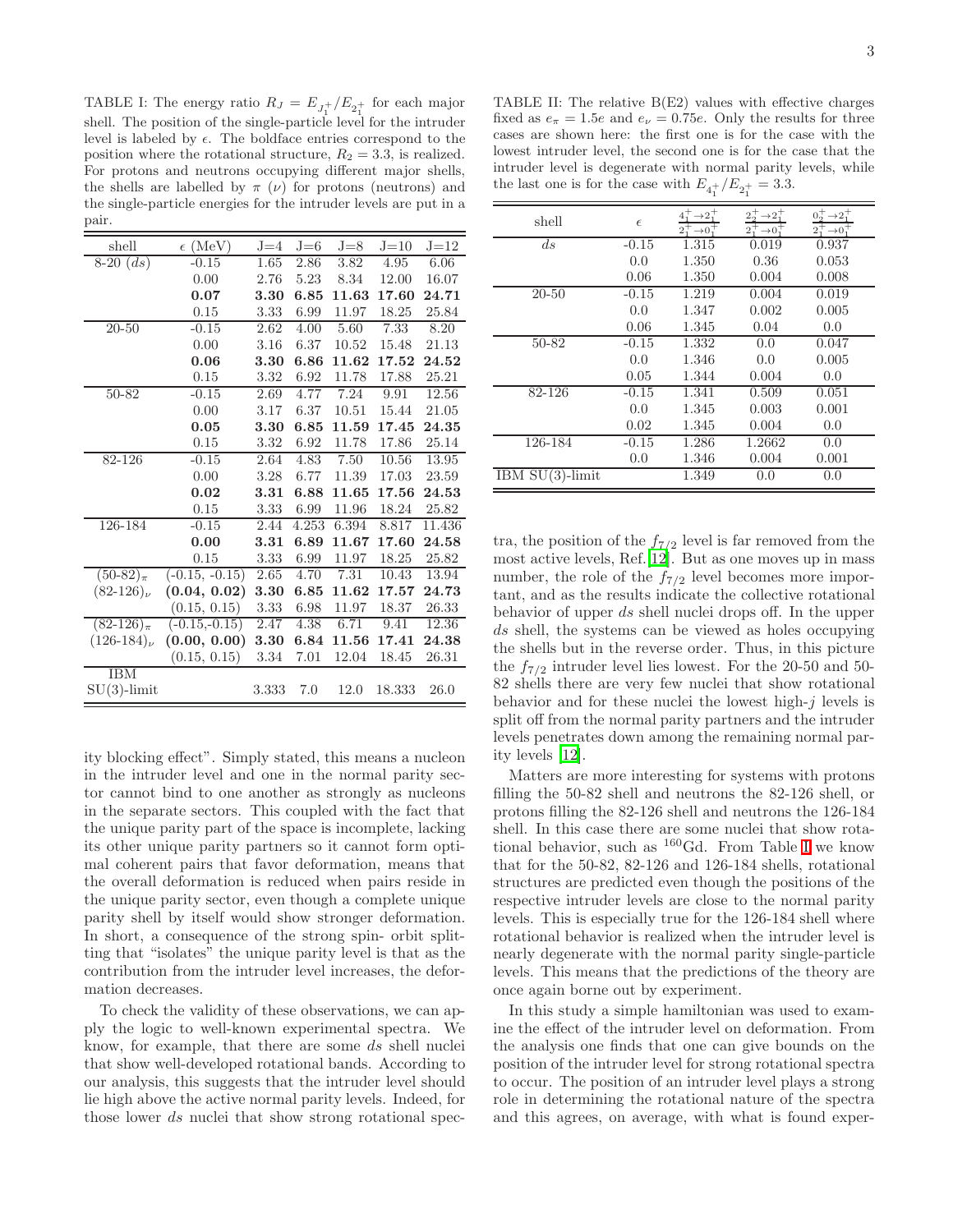TABLE I: The energy ratio $R_J = E_{J_1^+}/E_{2_1^+}$ for each major shell. The position of the single-particle level for the intruder level is labeled by $\epsilon$. The boldface entries correspond to the position where the rotational structure, $R_2 = 3.3$, is realized. For protons and neutrons occupying different major shells, the shells are labelled by $\pi$ ($\nu$) for protons (neutrons) and the single-particle energies for the intruder levels are put in a pair.

| shell | $\epsilon$ (MeV) | J=4 | J=6 | J=8 | J=10 | J=12 |
|---|---|---|---|---|---|---|
| 8-20 ($ds$) | -0.15 | 1.65 | 2.86 | 3.82 | 4.95 | 6.06 |
| | 0.00 | 2.76 | 5.23 | 8.34 | 12.00 | 16.07 |
| | **0.07** | **3.30** | **6.85** | **11.63** | **17.60** | **24.71** |
| | 0.15 | 3.33 | 6.99 | 11.97 | 18.25 | 25.84 |
| 20-50 | -0.15 | 2.62 | 4.00 | 5.60 | 7.33 | 8.20 |
| | 0.00 | 3.16 | 6.37 | 10.52 | 15.48 | 21.13 |
| | **0.06** | **3.30** | **6.86** | **11.62** | **17.52** | **24.52** |
| | 0.15 | 3.32 | 6.92 | 11.78 | 17.88 | 25.21 |
| 50-82 | -0.15 | 2.69 | 4.77 | 7.24 | 9.91 | 12.56 |
| | 0.00 | 3.17 | 6.37 | 10.51 | 15.44 | 21.05 |
| | **0.05** | **3.30** | **6.85** | **11.59** | **17.45** | **24.35** |
| | 0.15 | 3.32 | 6.92 | 11.78 | 17.86 | 25.14 |
| 82-126 | -0.15 | 2.64 | 4.83 | 7.50 | 10.56 | 13.95 |
| | 0.00 | 3.28 | 6.77 | 11.39 | 17.03 | 23.59 |
| | **0.02** | **3.31** | **6.88** | **11.65** | **17.56** | **24.53** |
| | 0.15 | 3.33 | 6.99 | 11.96 | 18.24 | 25.82 |
| 126-184 | -0.15 | 2.44 | 4.253 | 6.394 | 8.817 | 11.436 |
| | **0.00** | **3.31** | **6.89** | **11.67** | **17.60** | **24.58** |
| | 0.15 | 3.33 | 6.99 | 11.97 | 18.25 | 25.82 |
| $(50\text{-}82)_\pi$ | (-0.15, -0.15) | 2.65 | 4.70 | 7.31 | 10.43 | 13.94 |
| $(82\text{-}126)_\nu$ | **(0.04, 0.02)** | **3.30** | **6.85** | **11.62** | **17.57** | **24.73** |
| | (0.15, 0.15) | 3.33 | 6.98 | 11.97 | 18.37 | 26.33 |
| $(82\text{-}126)_\pi$ | (-0.15,-0.15) | 2.47 | 4.38 | 6.71 | 9.41 | 12.36 |
| $(126\text{-}184)_\nu$ | **(0.00, 0.00)** | **3.30** | **6.84** | **11.56** | **17.41** | **24.38** |
| | (0.15, 0.15) | 3.34 | 7.01 | 12.04 | 18.45 | 26.31 |
| IBM SU(3)-limit | | 3.333 | 7.0 | 12.0 | 18.333 | 26.0 |

ity blocking effect". Simply stated, this means a nucleon in the intruder level and one in the normal parity sector cannot bind to one another as strongly as nucleons in the separate sectors. This coupled with the fact that the unique parity part of the space is incomplete, lacking its other unique parity partners so it cannot form optimal coherent pairs that favor deformation, means that the overall deformation is reduced when pairs reside in the unique parity sector, even though a complete unique parity shell by itself would show stronger deformation. In short, a consequence of the strong spin- orbit splitting that "isolates" the unique parity level is that as the contribution from the intruder level increases, the deformation decreases.

To check the validity of these observations, we can apply the logic to well-known experimental spectra. We know, for example, that there are some $ds$ shell nuclei that show well-developed rotational bands. According to our analysis, this suggests that the intruder level should lie high above the active normal parity levels. Indeed, for those lower $ds$ nuclei that show strong rotational spectra, the position of the $f_{7/2}$ level is far removed from the most active levels, Ref.[12]. But as one moves up in mass number, the role of the $f_{7/2}$ level becomes more important, and as the results indicate the collective rotational behavior of upper $ds$ shell nuclei drops off. In the upper $ds$ shell, the systems can be viewed as holes occupying the shells but in the reverse order. Thus, in this picture the $f_{7/2}$ intruder level lies lowest. For the 20-50 and 50-82 shells there are very few nuclei that show rotational behavior and for these nuclei the lowest high-$j$ levels is split off from the normal parity partners and the intruder levels penetrates down among the remaining normal parity levels [12].

TABLE II: The relative B(E2) values with effective charges fixed as $e_\pi = 1.5e$ and $e_\nu = 0.75e$. Only the results for three cases are shown here: the first one is for the case with the lowest intruder level, the second one is for the case that the intruder level is degenerate with normal parity levels, while the last one is for the case with $E_{4_1^+}/E_{2_1^+} = 3.3$.

| shell | $\epsilon$ | $\frac{4_1^+\to 2_1^+}{2_1^+\to 0_1^+}$ | $\frac{2_2^+\to 2_1^+}{2_1^+\to 0_1^+}$ | $\frac{0_2^+\to 2_1^+}{2_1^+\to 0_1^+}$ |
|---|---|---|---|---|
| $ds$ | -0.15 | 1.315 | 0.019 | 0.937 |
| | 0.0 | 1.350 | 0.36 | 0.053 |
| | 0.06 | 1.350 | 0.004 | 0.008 |
| 20-50 | -0.15 | 1.219 | 0.004 | 0.019 |
| | 0.0 | 1.347 | 0.002 | 0.005 |
| | 0.06 | 1.345 | 0.04 | 0.0 |
| 50-82 | -0.15 | 1.332 | 0.0 | 0.047 |
| | 0.0 | 1.346 | 0.0 | 0.005 |
| | 0.05 | 1.344 | 0.004 | 0.0 |
| 82-126 | -0.15 | 1.341 | 0.509 | 0.051 |
| | 0.0 | 1.345 | 0.003 | 0.001 |
| | 0.02 | 1.345 | 0.004 | 0.0 |
| 126-184 | -0.15 | 1.286 | 1.2662 | 0.0 |
| | 0.0 | 1.346 | 0.004 | 0.001 |
| IBM SU(3)-limit | | 1.349 | 0.0 | 0.0 |

Matters are more interesting for systems with protons filling the 50-82 shell and neutrons the 82-126 shell, or protons filling the 82-126 shell and neutrons the 126-184 shell. In this case there are some nuclei that show rotational behavior, such as $^{160}$Gd. From Table I we know that for the 50-82, 82-126 and 126-184 shells, rotational structures are predicted even though the positions of the respective intruder levels are close to the normal parity levels. This is especially true for the 126-184 shell where rotational behavior is realized when the intruder level is nearly degenerate with the normal parity single-particle levels. This means that the predictions of the theory are once again borne out by experiment.

In this study a simple hamiltonian was used to examine the effect of the intruder level on deformation. From the analysis one finds that one can give bounds on the position of the intruder level for strong rotational spectra to occur. The position of an intruder level plays a strong role in determining the rotational nature of the spectra and this agrees, on average, with what is found exper-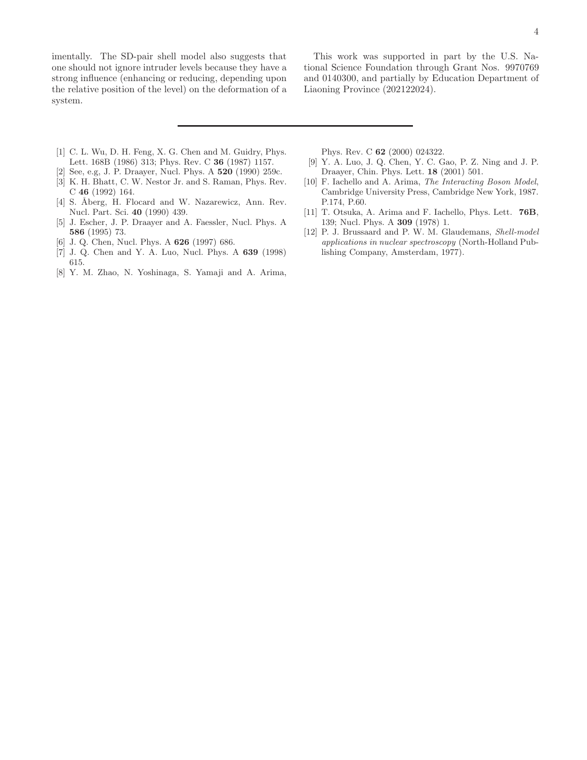imentally. The SD-pair shell model also suggests that one should not ignore intruder levels because they have a strong influence (enhancing or reducing, depending upon the relative position of the level) on the deformation of a system.

This work was supported in part by the U.S. National Science Foundation through Grant Nos. 9970769 and 0140300, and partially by Education Department of Liaoning Province (202122024).

---

[1] C. L. Wu, D. H. Feng, X. G. Chen and M. Guidry, Phys. Lett. 168B (1986) 313; Phys. Rev. C **36** (1987) 1157.

[2] See, e.g, J. P. Draayer, Nucl. Phys. A **520** (1990) 259c.

[3] K. H. Bhatt, C. W. Nestor Jr. and S. Raman, Phys. Rev. C **46** (1992) 164.

[4] S. Åberg, H. Flocard and W. Nazarewicz, Ann. Rev. Nucl. Part. Sci. **40** (1990) 439.

[5] J. Escher, J. P. Draayer and A. Faessler, Nucl. Phys. A **586** (1995) 73.

[6] J. Q. Chen, Nucl. Phys. A **626** (1997) 686.

[7] J. Q. Chen and Y. A. Luo, Nucl. Phys. A **639** (1998) 615.

[8] Y. M. Zhao, N. Yoshinaga, S. Yamaji and A. Arima, Phys. Rev. C **62** (2000) 024322.

[9] Y. A. Luo, J. Q. Chen, Y. C. Gao, P. Z. Ning and J. P. Draayer, Chin. Phys. Lett. **18** (2001) 501.

[10] F. Iachello and A. Arima, *The Interacting Boson Model*, Cambridge University Press, Cambridge New York, 1987. P.174, P.60.

[11] T. Otsuka, A. Arima and F. Iachello, Phys. Lett. **76B**, 139; Nucl. Phys. A **309** (1978) 1.

[12] P. J. Brussaard and P. W. M. Glaudemans, *Shell-model applications in nuclear spectroscopy* (North-Holland Publishing Company, Amsterdam, 1977).